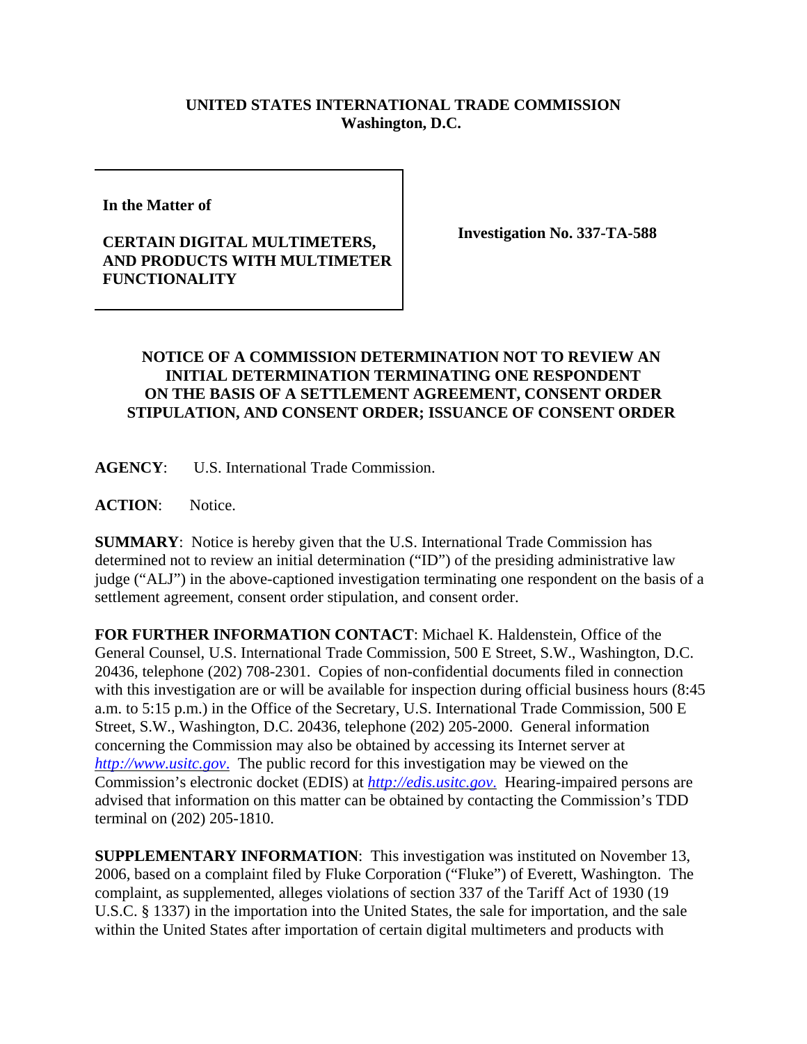**UNITED STATES INTERNATIONAL TRADE COMMISSION**
**Washington, D.C.**

| In the Matter of | |
|---|---|
| **CERTAIN DIGITAL MULTIMETERS, AND PRODUCTS WITH MULTIMETER FUNCTIONALITY** | **Investigation No. 337-TA-588** |

**NOTICE OF A COMMISSION DETERMINATION NOT TO REVIEW AN INITIAL DETERMINATION TERMINATING ONE RESPONDENT ON THE BASIS OF A SETTLEMENT AGREEMENT, CONSENT ORDER STIPULATION, AND CONSENT ORDER; ISSUANCE OF CONSENT ORDER**

**AGENCY**: U.S. International Trade Commission.

**ACTION**: Notice.

**SUMMARY**: Notice is hereby given that the U.S. International Trade Commission has determined not to review an initial determination ("ID") of the presiding administrative law judge ("ALJ") in the above-captioned investigation terminating one respondent on the basis of a settlement agreement, consent order stipulation, and consent order.

**FOR FURTHER INFORMATION CONTACT**: Michael K. Haldenstein, Office of the General Counsel, U.S. International Trade Commission, 500 E Street, S.W., Washington, D.C. 20436, telephone (202) 708-2301. Copies of non-confidential documents filed in connection with this investigation are or will be available for inspection during official business hours (8:45 a.m. to 5:15 p.m.) in the Office of the Secretary, U.S. International Trade Commission, 500 E Street, S.W., Washington, D.C. 20436, telephone (202) 205-2000. General information concerning the Commission may also be obtained by accessing its Internet server at *http://www.usitc.gov*. The public record for this investigation may be viewed on the Commission's electronic docket (EDIS) at *http://edis.usitc.gov*. Hearing-impaired persons are advised that information on this matter can be obtained by contacting the Commission's TDD terminal on (202) 205-1810.

**SUPPLEMENTARY INFORMATION**: This investigation was instituted on November 13, 2006, based on a complaint filed by Fluke Corporation ("Fluke") of Everett, Washington. The complaint, as supplemented, alleges violations of section 337 of the Tariff Act of 1930 (19 U.S.C. § 1337) in the importation into the United States, the sale for importation, and the sale within the United States after importation of certain digital multimeters and products with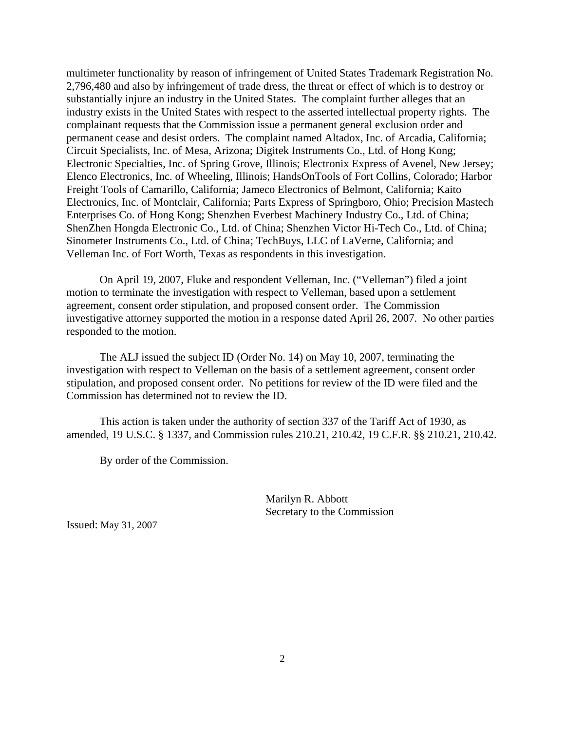multimeter functionality by reason of infringement of United States Trademark Registration No. 2,796,480 and also by infringement of trade dress, the threat or effect of which is to destroy or substantially injure an industry in the United States. The complaint further alleges that an industry exists in the United States with respect to the asserted intellectual property rights. The complainant requests that the Commission issue a permanent general exclusion order and permanent cease and desist orders. The complaint named Altadox, Inc. of Arcadia, California; Circuit Specialists, Inc. of Mesa, Arizona; Digitek Instruments Co., Ltd. of Hong Kong; Electronic Specialties, Inc. of Spring Grove, Illinois; Electronix Express of Avenel, New Jersey; Elenco Electronics, Inc. of Wheeling, Illinois; HandsOnTools of Fort Collins, Colorado; Harbor Freight Tools of Camarillo, California; Jameco Electronics of Belmont, California; Kaito Electronics, Inc. of Montclair, California; Parts Express of Springboro, Ohio; Precision Mastech Enterprises Co. of Hong Kong; Shenzhen Everbest Machinery Industry Co., Ltd. of China; ShenZhen Hongda Electronic Co., Ltd. of China; Shenzhen Victor Hi-Tech Co., Ltd. of China; Sinometer Instruments Co., Ltd. of China; TechBuys, LLC of LaVerne, California; and Velleman Inc. of Fort Worth, Texas as respondents in this investigation.

On April 19, 2007, Fluke and respondent Velleman, Inc. ("Velleman") filed a joint motion to terminate the investigation with respect to Velleman, based upon a settlement agreement, consent order stipulation, and proposed consent order. The Commission investigative attorney supported the motion in a response dated April 26, 2007. No other parties responded to the motion.

The ALJ issued the subject ID (Order No. 14) on May 10, 2007, terminating the investigation with respect to Velleman on the basis of a settlement agreement, consent order stipulation, and proposed consent order. No petitions for review of the ID were filed and the Commission has determined not to review the ID.

This action is taken under the authority of section 337 of the Tariff Act of 1930, as amended, 19 U.S.C. § 1337, and Commission rules 210.21, 210.42, 19 C.F.R. §§ 210.21, 210.42.

By order of the Commission.

Marilyn R. Abbott
Secretary to the Commission

Issued: May 31, 2007